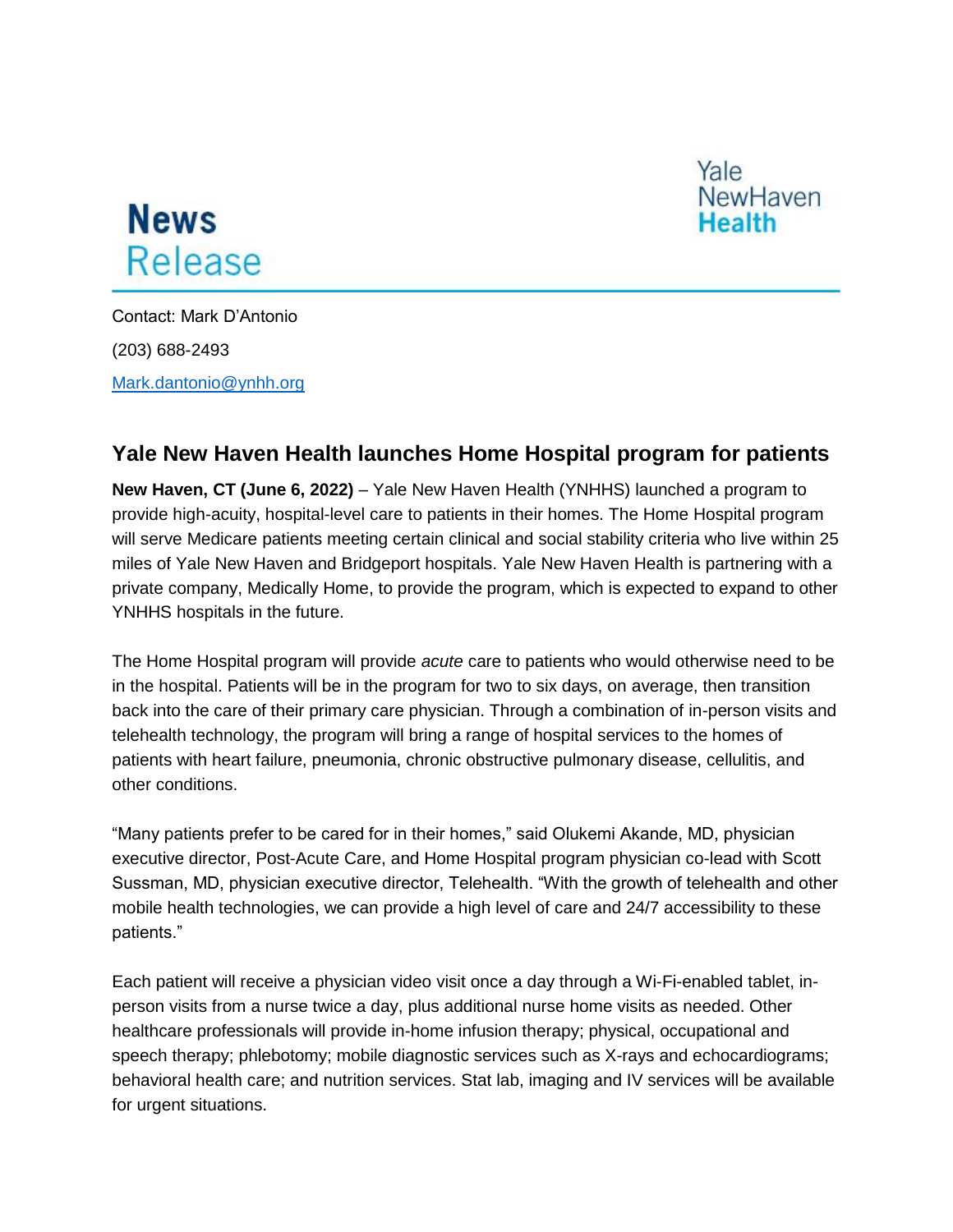**News Release**

**Yale NewHaven Health**

Contact: Mark D'Antonio

(203) 688-2493

Mark.dantonio@ynhh.org

## Yale New Haven Health launches Home Hospital program for patients

**New Haven, CT (June 6, 2022)** – Yale New Haven Health (YNHHS) launched a program to provide high-acuity, hospital-level care to patients in their homes. The Home Hospital program will serve Medicare patients meeting certain clinical and social stability criteria who live within 25 miles of Yale New Haven and Bridgeport hospitals. Yale New Haven Health is partnering with a private company, Medically Home, to provide the program, which is expected to expand to other YNHHS hospitals in the future.

The Home Hospital program will provide *acute* care to patients who would otherwise need to be in the hospital. Patients will be in the program for two to six days, on average, then transition back into the care of their primary care physician. Through a combination of in-person visits and telehealth technology, the program will bring a range of hospital services to the homes of patients with heart failure, pneumonia, chronic obstructive pulmonary disease, cellulitis, and other conditions.

"Many patients prefer to be cared for in their homes," said Olukemi Akande, MD, physician executive director, Post-Acute Care, and Home Hospital program physician co-lead with Scott Sussman, MD, physician executive director, Telehealth. "With the growth of telehealth and other mobile health technologies, we can provide a high level of care and 24/7 accessibility to these patients."

Each patient will receive a physician video visit once a day through a Wi-Fi-enabled tablet, in-person visits from a nurse twice a day, plus additional nurse home visits as needed. Other healthcare professionals will provide in-home infusion therapy; physical, occupational and speech therapy; phlebotomy; mobile diagnostic services such as X-rays and echocardiograms; behavioral health care; and nutrition services. Stat lab, imaging and IV services will be available for urgent situations.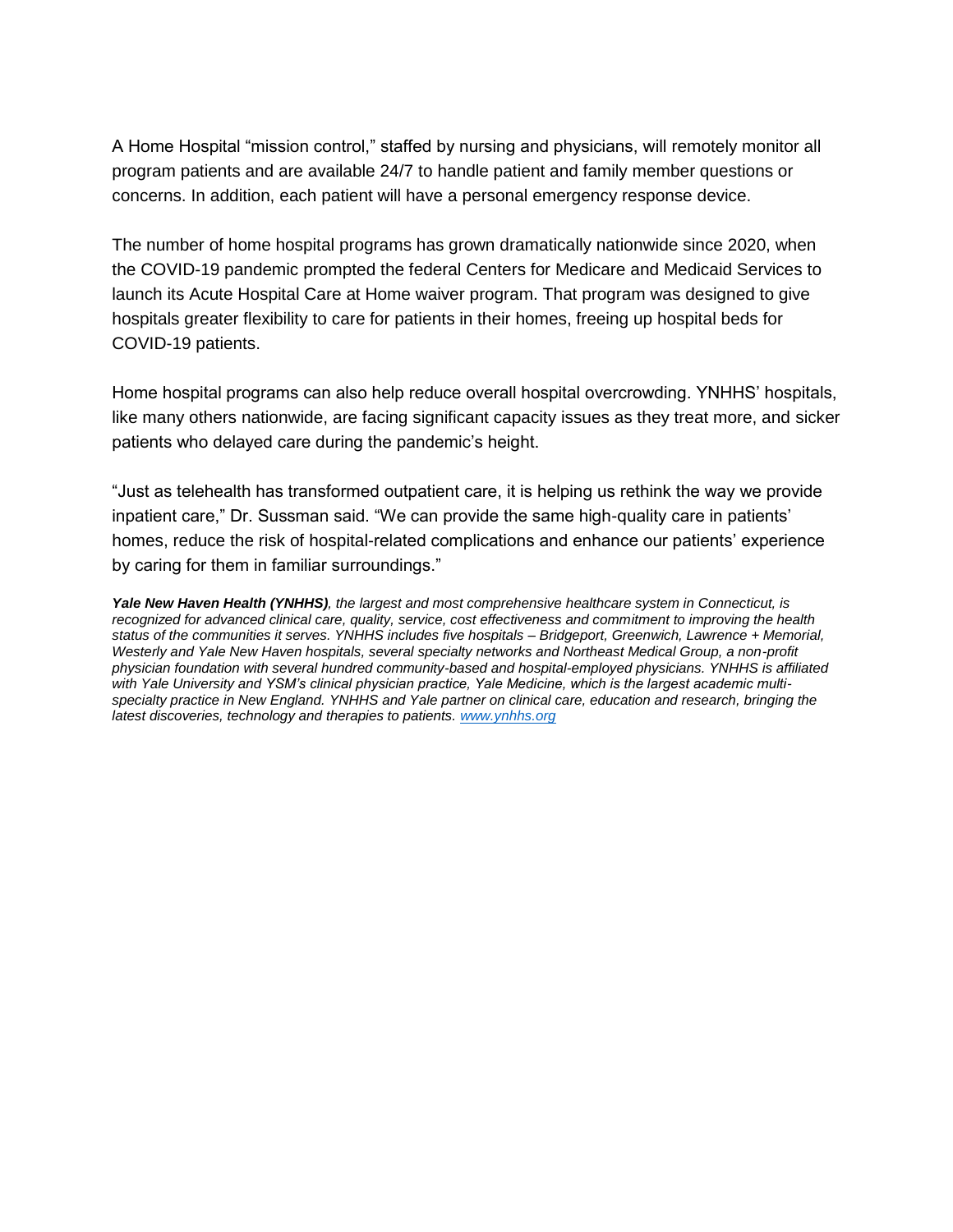A Home Hospital “mission control,” staffed by nursing and physicians, will remotely monitor all program patients and are available 24/7 to handle patient and family member questions or concerns. In addition, each patient will have a personal emergency response device.

The number of home hospital programs has grown dramatically nationwide since 2020, when the COVID-19 pandemic prompted the federal Centers for Medicare and Medicaid Services to launch its Acute Hospital Care at Home waiver program. That program was designed to give hospitals greater flexibility to care for patients in their homes, freeing up hospital beds for COVID-19 patients.

Home hospital programs can also help reduce overall hospital overcrowding. YNHHS’ hospitals, like many others nationwide, are facing significant capacity issues as they treat more, and sicker patients who delayed care during the pandemic’s height.

“Just as telehealth has transformed outpatient care, it is helping us rethink the way we provide inpatient care,” Dr. Sussman said. “We can provide the same high-quality care in patients’ homes, reduce the risk of hospital-related complications and enhance our patients’ experience by caring for them in familiar surroundings.”

***Yale New Haven Health (YNHHS)****, the largest and most comprehensive healthcare system in Connecticut, is recognized for advanced clinical care, quality, service, cost effectiveness and commitment to improving the health status of the communities it serves. YNHHS includes five hospitals – Bridgeport, Greenwich, Lawrence + Memorial, Westerly and Yale New Haven hospitals, several specialty networks and Northeast Medical Group, a non-profit physician foundation with several hundred community-based and hospital-employed physicians. YNHHS is affiliated with Yale University and YSM’s clinical physician practice, Yale Medicine, which is the largest academic multi-specialty practice in New England. YNHHS and Yale partner on clinical care, education and research, bringing the latest discoveries, technology and therapies to patients. [www.ynhhs.org](http://www.ynhhs.org)*